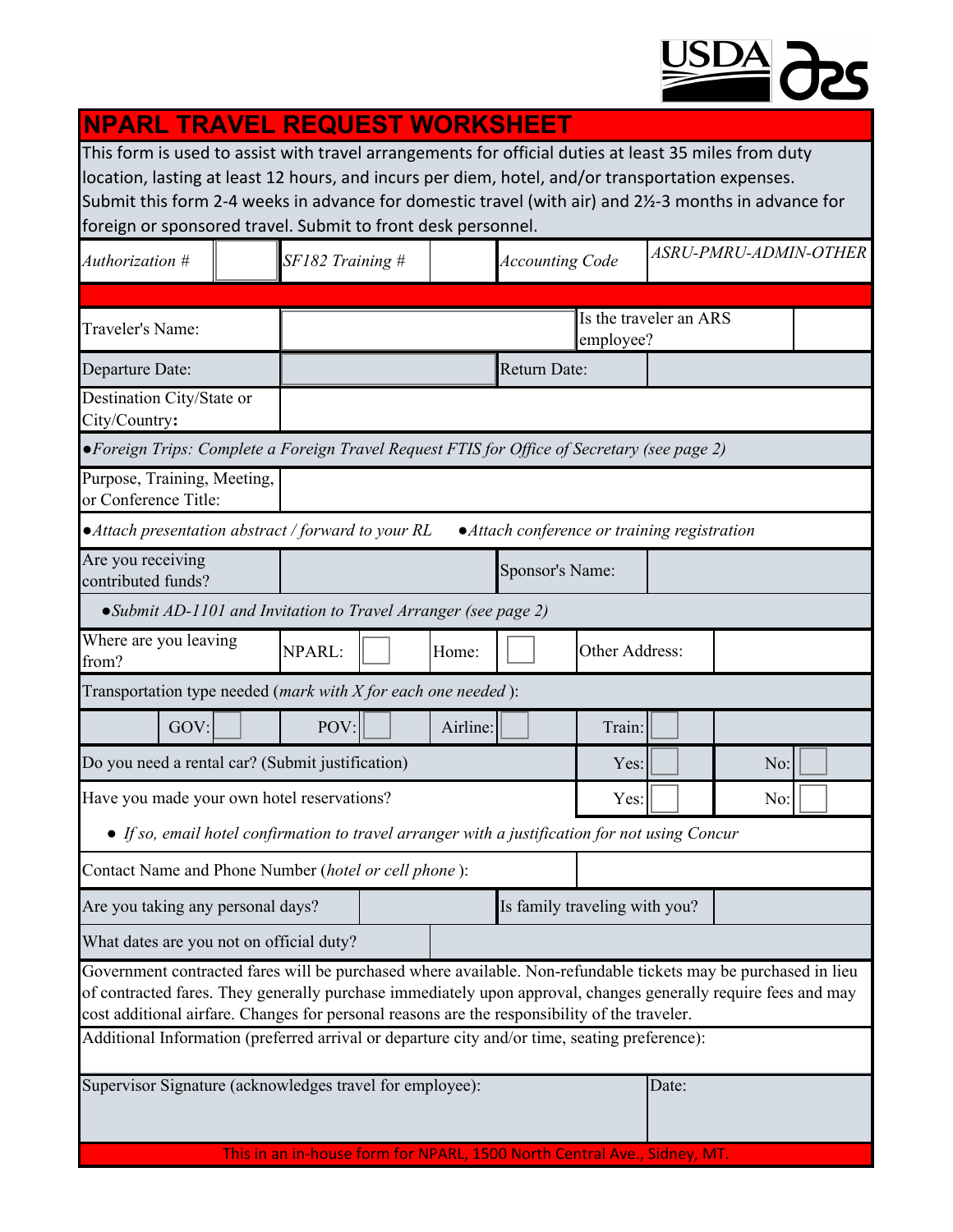# NPARL TRAVEL REQUEST WORKSHEET

This form is used to assist with travel arrangements for official duties at least 35 miles from duty location, lasting at least 12 hours, and incurs per diem, hotel, and/or transportation expenses. Submit this form 2-4 weeks in advance for domestic travel (with air) and 2½-3 months in advance for foreign or sponsored travel. Submit to front desk personnel.

| *Authorization #* | | *SF182 Training #* | | *Accounting Code* | *ASRU-PMRU-ADMIN-OTHER* |
|---|---|---|---|---|---|

| | | | |
|---|---|---|---|
| Traveler's Name: | | Is the traveler an ARS employee? | |
| Departure Date: | | Return Date: | |
| Destination City/State or City/Country**:** | | | |

●*Foreign Trips: Complete a Foreign Travel Request FTIS for Office of Secretary (see page 2)*

| | |
|---|---|
| Purpose, Training, Meeting, or Conference Title: | |

●*Attach presentation abstract / forward to your RL* ●*Attach conference or training registration*

| | | | |
|---|---|---|---|
| Are you receiving contributed funds? | | Sponsor's Name: | |

●*Submit AD-1101 and Invitation to Travel Arranger (see page 2)*

| | | | | | | |
|---|---|---|---|---|---|---|
| Where are you leaving from? | NPARL: | ☐ | Home: | ☐ | Other Address: | |

Transportation type needed (*mark with X for each one needed*):

| GOV: ☐ | POV: ☐ | Airline: ☐ | Train: ☐ |
|---|---|---|---|

| | | |
|---|---|---|
| Do you need a rental car? (Submit justification) | Yes: ☐ | No: ☐ |
| Have you made your own hotel reservations? | Yes: ☐ | No: ☐ |

● *If so, email hotel confirmation to travel arranger with a justification for not using Concur*

| | |
|---|---|
| Contact Name and Phone Number (*hotel or cell phone*): | |

| | | | |
|---|---|---|---|
| Are you taking any personal days? | | Is family traveling with you? | |
| What dates are you not on official duty? | | | |

Government contracted fares will be purchased where available. Non-refundable tickets may be purchased in lieu of contracted fares. They generally purchase immediately upon approval, changes generally require fees and may cost additional airfare. Changes for personal reasons are the responsibility of the traveler.

Additional Information (preferred arrival or departure city and/or time, seating preference):

| | |
|---|---|
| Supervisor Signature (acknowledges travel for employee): | Date: |

This in an in-house form for NPARL, 1500 North Central Ave., Sidney, MT.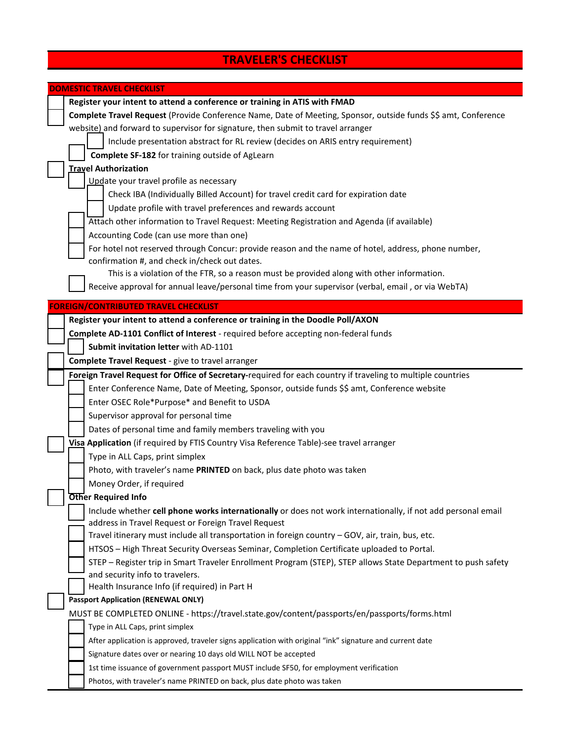# TRAVELER'S CHECKLIST

## DOMESTIC TRAVEL CHECKLIST

- [ ] **Register your intent to attend a conference or training in ATIS with FMAD**
- [ ] **Complete Travel Request** (Provide Conference Name, Date of Meeting, Sponsor, outside funds $$ amt, Conference website) and forward to supervisor for signature, then submit to travel arranger
    - [ ] Include presentation abstract for RL review (decides on ARIS entry requirement)
  - [ ] **Complete SF-182** for training outside of AgLearn
- [ ] **Travel Authorization**
  - [ ] Update your travel profile as necessary
    - [ ] Check IBA (Individually Billed Account) for travel credit card for expiration date
    - [ ] Update profile with travel preferences and rewards account
  - [ ] Attach other information to Travel Request: Meeting Registration and Agenda (if available)
  - [ ] Accounting Code (can use more than one)
  - [ ] For hotel not reserved through Concur: provide reason and the name of hotel, address, phone number, confirmation #, and check in/check out dates.
    - This is a violation of the FTR, so a reason must be provided along with other information.
  - [ ] Receive approval for annual leave/personal time from your supervisor (verbal, email , or via WebTA)

## FOREIGN/CONTRIBUTED TRAVEL CHECKLIST

- [ ] **Register your intent to attend a conference or training in the Doodle Poll/AXON**
- [ ] **Complete AD-1101 Conflict of Interest** - required before accepting non-federal funds
  - [ ] **Submit invitation letter** with AD-1101
- [ ] **Complete Travel Request** - give to travel arranger
- [ ] **Foreign Travel Request for Office of Secretary-**required for each country if traveling to multiple countries
  - [ ] Enter Conference Name, Date of Meeting, Sponsor, outside funds $$ amt, Conference website
  - [ ] Enter OSEC Role*Purpose* and Benefit to USDA
  - [ ] Supervisor approval for personal time
  - [ ] Dates of personal time and family members traveling with you
- [ ] **Visa Application** (if required by FTIS Country Visa Reference Table)-see travel arranger
  - [ ] Type in ALL Caps, print simplex
  - [ ] Photo, with traveler's name **PRINTED** on back, plus date photo was taken
  - [ ] Money Order, if required
- [ ] **Other Required Info**
  - [ ] Include whether **cell phone works internationally** or does not work internationally, if not add personal email address in Travel Request or Foreign Travel Request
  - [ ] Travel itinerary must include all transportation in foreign country – GOV, air, train, bus, etc.
  - [ ] HTSOS – High Threat Security Overseas Seminar, Completion Certificate uploaded to Portal.
  - [ ] STEP – Register trip in Smart Traveler Enrollment Program (STEP), STEP allows State Department to push safety and security info to travelers.
  - [ ] Health Insurance Info (if required) in Part H
- [ ] **Passport Application (RENEWAL ONLY)**

  MUST BE COMPLETED ONLINE - https://travel.state.gov/content/passports/en/passports/forms.html
  - [ ] Type in ALL Caps, print simplex
  - [ ] After application is approved, traveler signs application with original "ink" signature and current date
  - [ ] Signature dates over or nearing 10 days old WILL NOT be accepted
  - [ ] 1st time issuance of government passport MUST include SF50, for employment verification
  - [ ] Photos, with traveler's name PRINTED on back, plus date photo was taken